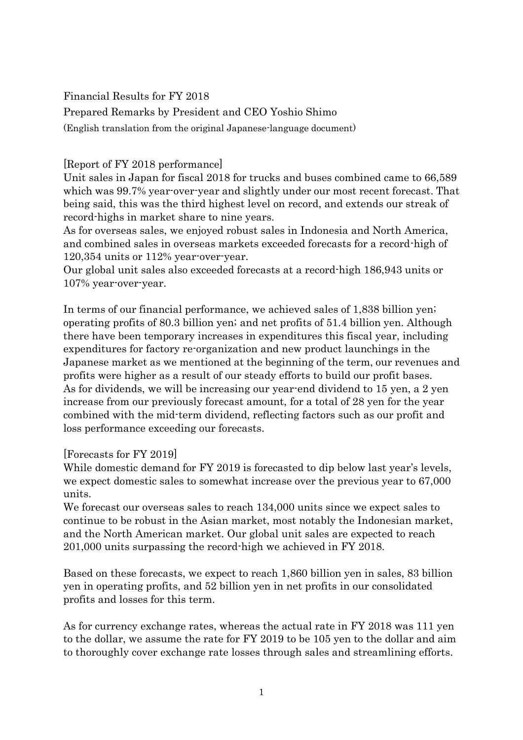Financial Results for FY 2018

Prepared Remarks by President and CEO Yoshio Shimo

(English translation from the original Japanese-language document)

[Report of FY 2018 performance]

Unit sales in Japan for fiscal 2018 for trucks and buses combined came to 66,589 which was 99.7% year-over-year and slightly under our most recent forecast. That being said, this was the third highest level on record, and extends our streak of record-highs in market share to nine years.

As for overseas sales, we enjoyed robust sales in Indonesia and North America, and combined sales in overseas markets exceeded forecasts for a record-high of 120,354 units or 112% year-over-year.

Our global unit sales also exceeded forecasts at a record-high 186,943 units or 107% year-over-year.

In terms of our financial performance, we achieved sales of 1,838 billion yen; operating profits of 80.3 billion yen; and net profits of 51.4 billion yen. Although there have been temporary increases in expenditures this fiscal year, including expenditures for factory re-organization and new product launchings in the Japanese market as we mentioned at the beginning of the term, our revenues and profits were higher as a result of our steady efforts to build our profit bases.

As for dividends, we will be increasing our year-end dividend to 15 yen, a 2 yen increase from our previously forecast amount, for a total of 28 yen for the year combined with the mid-term dividend, reflecting factors such as our profit and loss performance exceeding our forecasts.

[Forecasts for FY 2019]

While domestic demand for FY 2019 is forecasted to dip below last year's levels, we expect domestic sales to somewhat increase over the previous year to 67,000 units.

We forecast our overseas sales to reach 134,000 units since we expect sales to continue to be robust in the Asian market, most notably the Indonesian market, and the North American market. Our global unit sales are expected to reach 201,000 units surpassing the record-high we achieved in FY 2018.

Based on these forecasts, we expect to reach 1,860 billion yen in sales, 83 billion yen in operating profits, and 52 billion yen in net profits in our consolidated profits and losses for this term.

As for currency exchange rates, whereas the actual rate in FY 2018 was 111 yen to the dollar, we assume the rate for FY 2019 to be 105 yen to the dollar and aim to thoroughly cover exchange rate losses through sales and streamlining efforts.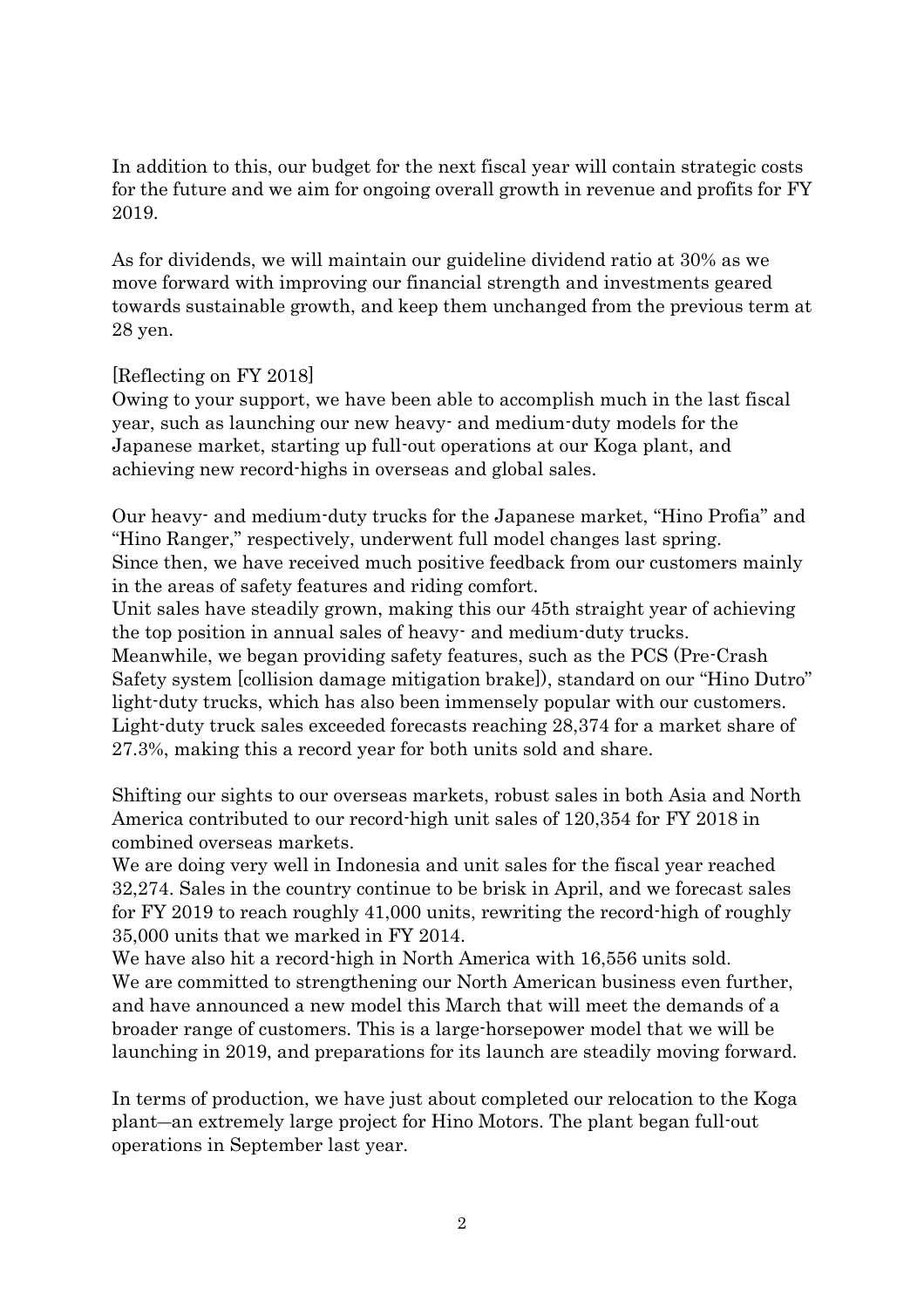In addition to this, our budget for the next fiscal year will contain strategic costs for the future and we aim for ongoing overall growth in revenue and profits for FY 2019.

As for dividends, we will maintain our guideline dividend ratio at 30% as we move forward with improving our financial strength and investments geared towards sustainable growth, and keep them unchanged from the previous term at 28 yen.

[Reflecting on FY 2018]

Owing to your support, we have been able to accomplish much in the last fiscal year, such as launching our new heavy- and medium-duty models for the Japanese market, starting up full-out operations at our Koga plant, and achieving new record-highs in overseas and global sales.

Our heavy- and medium-duty trucks for the Japanese market, "Hino Profia" and "Hino Ranger," respectively, underwent full model changes last spring.
Since then, we have received much positive feedback from our customers mainly in the areas of safety features and riding comfort.
Unit sales have steadily grown, making this our 45th straight year of achieving the top position in annual sales of heavy- and medium-duty trucks.
Meanwhile, we began providing safety features, such as the PCS (Pre-Crash Safety system [collision damage mitigation brake]), standard on our "Hino Dutro" light-duty trucks, which has also been immensely popular with our customers.
Light-duty truck sales exceeded forecasts reaching 28,374 for a market share of 27.3%, making this a record year for both units sold and share.

Shifting our sights to our overseas markets, robust sales in both Asia and North America contributed to our record-high unit sales of 120,354 for FY 2018 in combined overseas markets.
We are doing very well in Indonesia and unit sales for the fiscal year reached 32,274. Sales in the country continue to be brisk in April, and we forecast sales for FY 2019 to reach roughly 41,000 units, rewriting the record-high of roughly 35,000 units that we marked in FY 2014.
We have also hit a record-high in North America with 16,556 units sold.
We are committed to strengthening our North American business even further, and have announced a new model this March that will meet the demands of a broader range of customers. This is a large-horsepower model that we will be launching in 2019, and preparations for its launch are steadily moving forward.

In terms of production, we have just about completed our relocation to the Koga plant—an extremely large project for Hino Motors. The plant began full-out operations in September last year.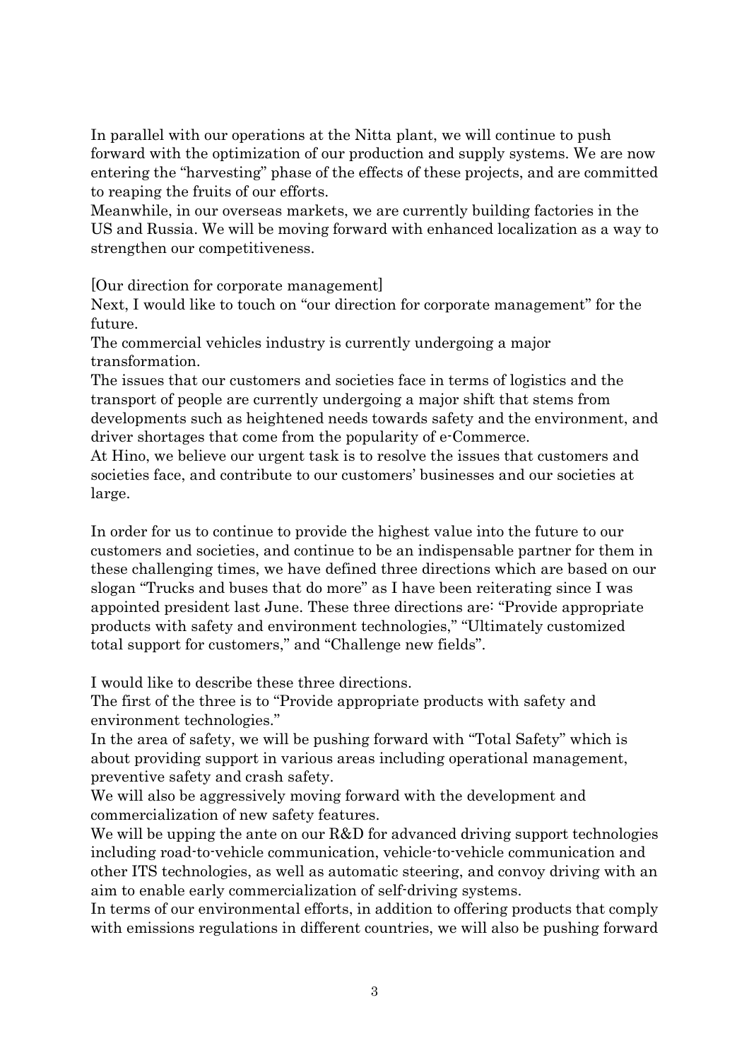In parallel with our operations at the Nitta plant, we will continue to push forward with the optimization of our production and supply systems. We are now entering the "harvesting" phase of the effects of these projects, and are committed to reaping the fruits of our efforts.

Meanwhile, in our overseas markets, we are currently building factories in the US and Russia. We will be moving forward with enhanced localization as a way to strengthen our competitiveness.

[Our direction for corporate management]

Next, I would like to touch on "our direction for corporate management" for the future.

The commercial vehicles industry is currently undergoing a major transformation.

The issues that our customers and societies face in terms of logistics and the transport of people are currently undergoing a major shift that stems from developments such as heightened needs towards safety and the environment, and driver shortages that come from the popularity of e-Commerce.

At Hino, we believe our urgent task is to resolve the issues that customers and societies face, and contribute to our customers' businesses and our societies at large.

In order for us to continue to provide the highest value into the future to our customers and societies, and continue to be an indispensable partner for them in these challenging times, we have defined three directions which are based on our slogan "Trucks and buses that do more" as I have been reiterating since I was appointed president last June. These three directions are: "Provide appropriate products with safety and environment technologies," "Ultimately customized total support for customers," and "Challenge new fields".

I would like to describe these three directions.

The first of the three is to "Provide appropriate products with safety and environment technologies."

In the area of safety, we will be pushing forward with "Total Safety" which is about providing support in various areas including operational management, preventive safety and crash safety.

We will also be aggressively moving forward with the development and commercialization of new safety features.

We will be upping the ante on our R&D for advanced driving support technologies including road-to-vehicle communication, vehicle-to-vehicle communication and other ITS technologies, as well as automatic steering, and convoy driving with an aim to enable early commercialization of self-driving systems.

In terms of our environmental efforts, in addition to offering products that comply with emissions regulations in different countries, we will also be pushing forward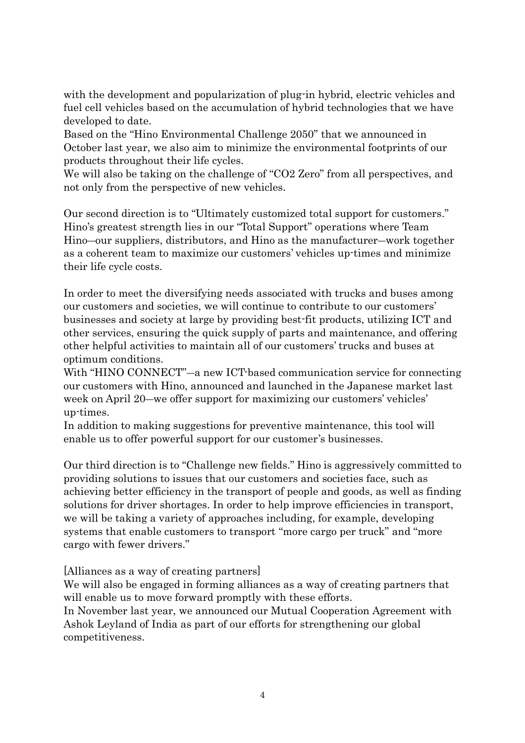with the development and popularization of plug-in hybrid, electric vehicles and fuel cell vehicles based on the accumulation of hybrid technologies that we have developed to date.

Based on the "Hino Environmental Challenge 2050" that we announced in October last year, we also aim to minimize the environmental footprints of our products throughout their life cycles.

We will also be taking on the challenge of "CO2 Zero" from all perspectives, and not only from the perspective of new vehicles.

Our second direction is to "Ultimately customized total support for customers." Hino's greatest strength lies in our "Total Support" operations where Team Hino—our suppliers, distributors, and Hino as the manufacturer—work together as a coherent team to maximize our customers' vehicles up-times and minimize their life cycle costs.

In order to meet the diversifying needs associated with trucks and buses among our customers and societies, we will continue to contribute to our customers' businesses and society at large by providing best-fit products, utilizing ICT and other services, ensuring the quick supply of parts and maintenance, and offering other helpful activities to maintain all of our customers' trucks and buses at optimum conditions.

With "HINO CONNECT"—a new ICT-based communication service for connecting our customers with Hino, announced and launched in the Japanese market last week on April 20—we offer support for maximizing our customers' vehicles' up-times.

In addition to making suggestions for preventive maintenance, this tool will enable us to offer powerful support for our customer's businesses.

Our third direction is to "Challenge new fields." Hino is aggressively committed to providing solutions to issues that our customers and societies face, such as achieving better efficiency in the transport of people and goods, as well as finding solutions for driver shortages. In order to help improve efficiencies in transport, we will be taking a variety of approaches including, for example, developing systems that enable customers to transport "more cargo per truck" and "more cargo with fewer drivers."

[Alliances as a way of creating partners]

We will also be engaged in forming alliances as a way of creating partners that will enable us to move forward promptly with these efforts.

In November last year, we announced our Mutual Cooperation Agreement with Ashok Leyland of India as part of our efforts for strengthening our global competitiveness.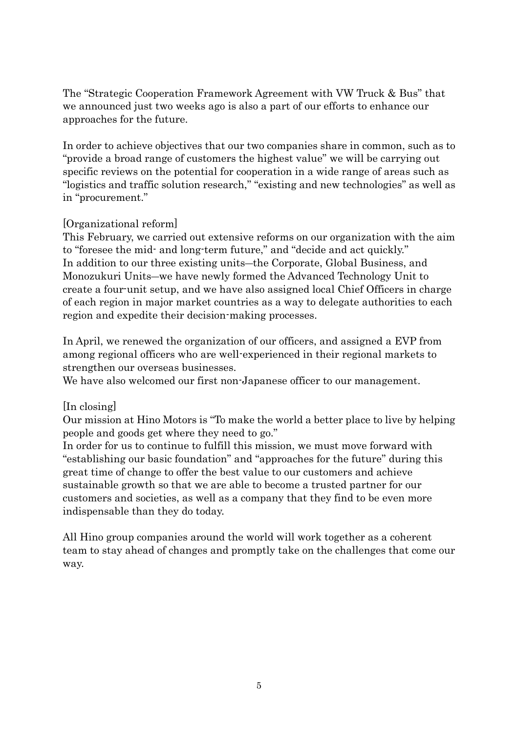The "Strategic Cooperation Framework Agreement with VW Truck & Bus" that we announced just two weeks ago is also a part of our efforts to enhance our approaches for the future.

In order to achieve objectives that our two companies share in common, such as to "provide a broad range of customers the highest value" we will be carrying out specific reviews on the potential for cooperation in a wide range of areas such as "logistics and traffic solution research," "existing and new technologies" as well as in "procurement."

[Organizational reform]

This February, we carried out extensive reforms on our organization with the aim to "foresee the mid- and long-term future," and "decide and act quickly."
In addition to our three existing units—the Corporate, Global Business, and Monozukuri Units—we have newly formed the Advanced Technology Unit to create a four-unit setup, and we have also assigned local Chief Officers in charge of each region in major market countries as a way to delegate authorities to each region and expedite their decision-making processes.

In April, we renewed the organization of our officers, and assigned a EVP from among regional officers who are well-experienced in their regional markets to strengthen our overseas businesses.
We have also welcomed our first non-Japanese officer to our management.

[In closing]

Our mission at Hino Motors is "To make the world a better place to live by helping people and goods get where they need to go."
In order for us to continue to fulfill this mission, we must move forward with "establishing our basic foundation" and "approaches for the future" during this great time of change to offer the best value to our customers and achieve sustainable growth so that we are able to become a trusted partner for our customers and societies, as well as a company that they find to be even more indispensable than they do today.

All Hino group companies around the world will work together as a coherent team to stay ahead of changes and promptly take on the challenges that come our way.